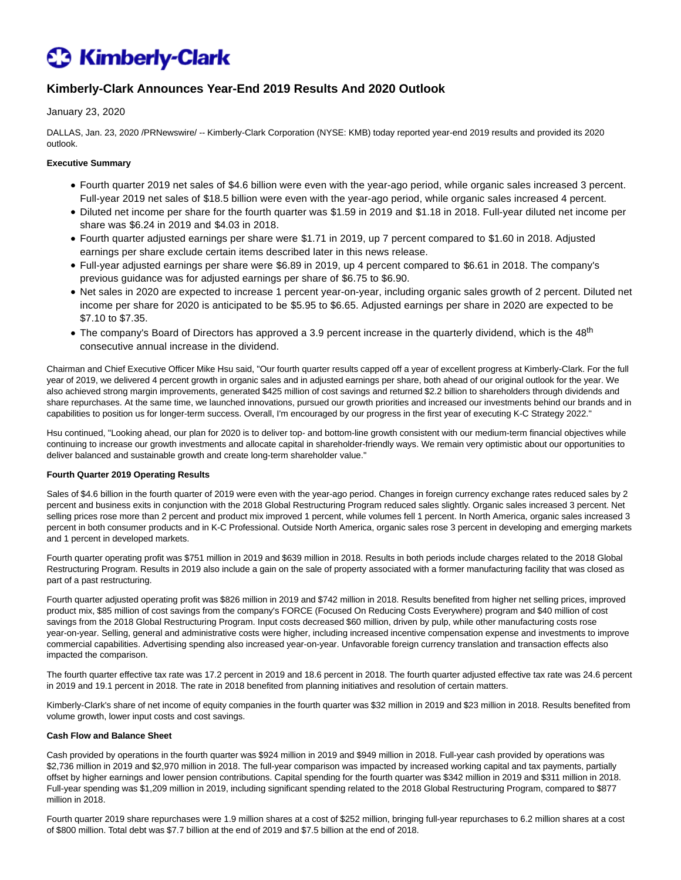# Kimberly-Clark

## Kimberly-Clark Announces Year-End 2019 Results And 2020 Outlook

January 23, 2020

DALLAS, Jan. 23, 2020 /PRNewswire/ -- Kimberly-Clark Corporation (NYSE: KMB) today reported year-end 2019 results and provided its 2020 outlook.

**Executive Summary**

- Fourth quarter 2019 net sales of $4.6 billion were even with the year-ago period, while organic sales increased 3 percent. Full-year 2019 net sales of $18.5 billion were even with the year-ago period, while organic sales increased 4 percent.
- Diluted net income per share for the fourth quarter was $1.59 in 2019 and $1.18 in 2018. Full-year diluted net income per share was $6.24 in 2019 and $4.03 in 2018.
- Fourth quarter adjusted earnings per share were $1.71 in 2019, up 7 percent compared to $1.60 in 2018. Adjusted earnings per share exclude certain items described later in this news release.
- Full-year adjusted earnings per share were $6.89 in 2019, up 4 percent compared to $6.61 in 2018. The company's previous guidance was for adjusted earnings per share of $6.75 to $6.90.
- Net sales in 2020 are expected to increase 1 percent year-on-year, including organic sales growth of 2 percent. Diluted net income per share for 2020 is anticipated to be $5.95 to $6.65. Adjusted earnings per share in 2020 are expected to be $7.10 to $7.35.
- The company's Board of Directors has approved a 3.9 percent increase in the quarterly dividend, which is the 48th consecutive annual increase in the dividend.

Chairman and Chief Executive Officer Mike Hsu said, "Our fourth quarter results capped off a year of excellent progress at Kimberly-Clark. For the full year of 2019, we delivered 4 percent growth in organic sales and in adjusted earnings per share, both ahead of our original outlook for the year. We also achieved strong margin improvements, generated $425 million of cost savings and returned $2.2 billion to shareholders through dividends and share repurchases. At the same time, we launched innovations, pursued our growth priorities and increased our investments behind our brands and in capabilities to position us for longer-term success. Overall, I'm encouraged by our progress in the first year of executing K-C Strategy 2022."

Hsu continued, "Looking ahead, our plan for 2020 is to deliver top- and bottom-line growth consistent with our medium-term financial objectives while continuing to increase our growth investments and allocate capital in shareholder-friendly ways. We remain very optimistic about our opportunities to deliver balanced and sustainable growth and create long-term shareholder value."

**Fourth Quarter 2019 Operating Results**

Sales of $4.6 billion in the fourth quarter of 2019 were even with the year-ago period. Changes in foreign currency exchange rates reduced sales by 2 percent and business exits in conjunction with the 2018 Global Restructuring Program reduced sales slightly. Organic sales increased 3 percent. Net selling prices rose more than 2 percent and product mix improved 1 percent, while volumes fell 1 percent. In North America, organic sales increased 3 percent in both consumer products and in K-C Professional. Outside North America, organic sales rose 3 percent in developing and emerging markets and 1 percent in developed markets.

Fourth quarter operating profit was $751 million in 2019 and $639 million in 2018. Results in both periods include charges related to the 2018 Global Restructuring Program. Results in 2019 also include a gain on the sale of property associated with a former manufacturing facility that was closed as part of a past restructuring.

Fourth quarter adjusted operating profit was $826 million in 2019 and $742 million in 2018. Results benefited from higher net selling prices, improved product mix, $85 million of cost savings from the company's FORCE (Focused On Reducing Costs Everywhere) program and $40 million of cost savings from the 2018 Global Restructuring Program. Input costs decreased $60 million, driven by pulp, while other manufacturing costs rose year-on-year. Selling, general and administrative costs were higher, including increased incentive compensation expense and investments to improve commercial capabilities. Advertising spending also increased year-on-year. Unfavorable foreign currency translation and transaction effects also impacted the comparison.

The fourth quarter effective tax rate was 17.2 percent in 2019 and 18.6 percent in 2018. The fourth quarter adjusted effective tax rate was 24.6 percent in 2019 and 19.1 percent in 2018. The rate in 2018 benefited from planning initiatives and resolution of certain matters.

Kimberly-Clark's share of net income of equity companies in the fourth quarter was $32 million in 2019 and $23 million in 2018. Results benefited from volume growth, lower input costs and cost savings.

**Cash Flow and Balance Sheet**

Cash provided by operations in the fourth quarter was $924 million in 2019 and $949 million in 2018. Full-year cash provided by operations was $2,736 million in 2019 and $2,970 million in 2018. The full-year comparison was impacted by increased working capital and tax payments, partially offset by higher earnings and lower pension contributions. Capital spending for the fourth quarter was $342 million in 2019 and $311 million in 2018. Full-year spending was $1,209 million in 2019, including significant spending related to the 2018 Global Restructuring Program, compared to $877 million in 2018.

Fourth quarter 2019 share repurchases were 1.9 million shares at a cost of $252 million, bringing full-year repurchases to 6.2 million shares at a cost of $800 million. Total debt was $7.7 billion at the end of 2019 and $7.5 billion at the end of 2018.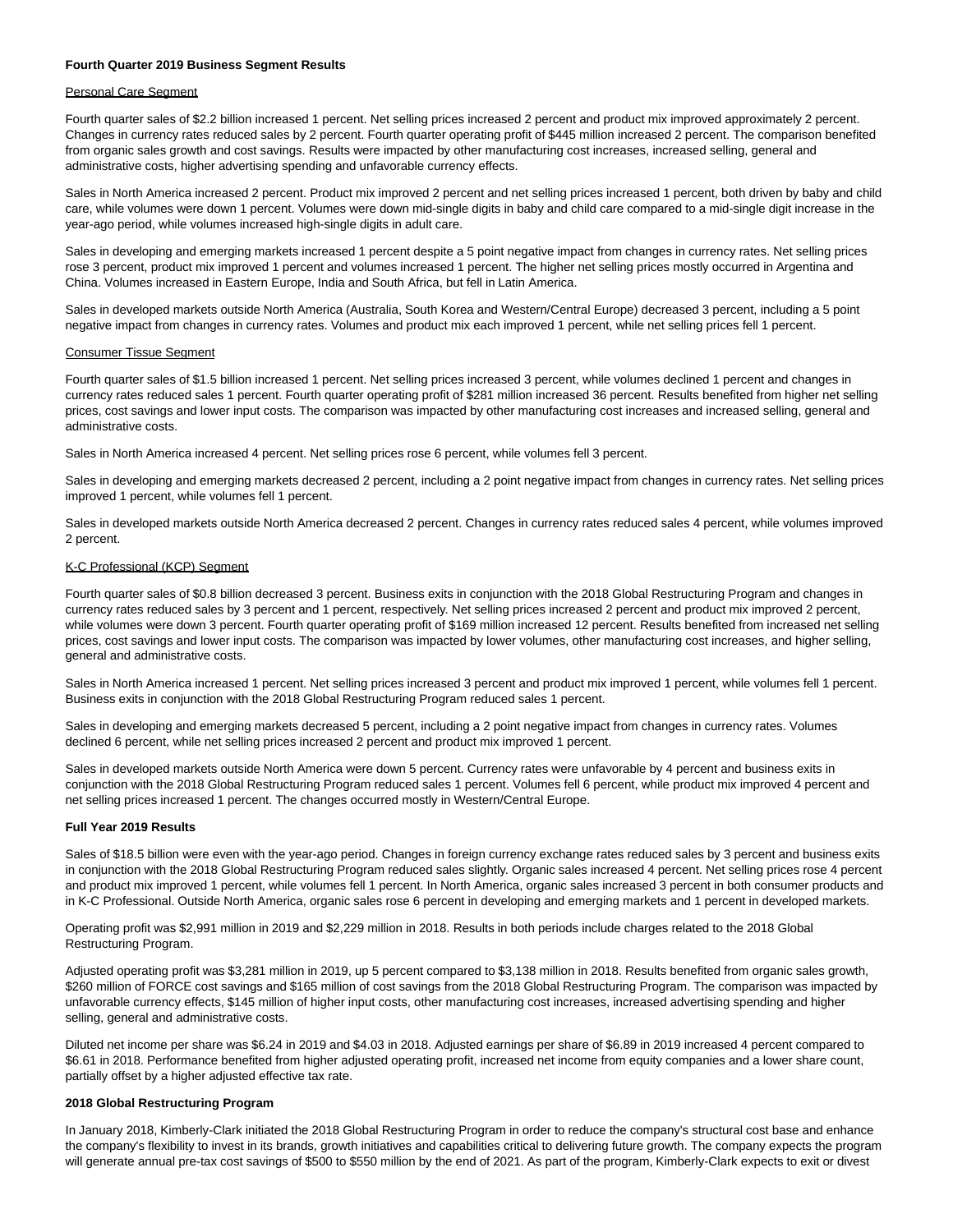**Fourth Quarter 2019 Business Segment Results**

Personal Care Segment

Fourth quarter sales of $2.2 billion increased 1 percent. Net selling prices increased 2 percent and product mix improved approximately 2 percent. Changes in currency rates reduced sales by 2 percent. Fourth quarter operating profit of $445 million increased 2 percent. The comparison benefited from organic sales growth and cost savings. Results were impacted by other manufacturing cost increases, increased selling, general and administrative costs, higher advertising spending and unfavorable currency effects.

Sales in North America increased 2 percent. Product mix improved 2 percent and net selling prices increased 1 percent, both driven by baby and child care, while volumes were down 1 percent. Volumes were down mid-single digits in baby and child care compared to a mid-single digit increase in the year-ago period, while volumes increased high-single digits in adult care.

Sales in developing and emerging markets increased 1 percent despite a 5 point negative impact from changes in currency rates. Net selling prices rose 3 percent, product mix improved 1 percent and volumes increased 1 percent. The higher net selling prices mostly occurred in Argentina and China. Volumes increased in Eastern Europe, India and South Africa, but fell in Latin America.

Sales in developed markets outside North America (Australia, South Korea and Western/Central Europe) decreased 3 percent, including a 5 point negative impact from changes in currency rates. Volumes and product mix each improved 1 percent, while net selling prices fell 1 percent.

Consumer Tissue Segment

Fourth quarter sales of $1.5 billion increased 1 percent. Net selling prices increased 3 percent, while volumes declined 1 percent and changes in currency rates reduced sales 1 percent. Fourth quarter operating profit of $281 million increased 36 percent. Results benefited from higher net selling prices, cost savings and lower input costs. The comparison was impacted by other manufacturing cost increases and increased selling, general and administrative costs.

Sales in North America increased 4 percent. Net selling prices rose 6 percent, while volumes fell 3 percent.

Sales in developing and emerging markets decreased 2 percent, including a 2 point negative impact from changes in currency rates. Net selling prices improved 1 percent, while volumes fell 1 percent.

Sales in developed markets outside North America decreased 2 percent. Changes in currency rates reduced sales 4 percent, while volumes improved 2 percent.

K-C Professional (KCP) Segment

Fourth quarter sales of $0.8 billion decreased 3 percent. Business exits in conjunction with the 2018 Global Restructuring Program and changes in currency rates reduced sales by 3 percent and 1 percent, respectively. Net selling prices increased 2 percent and product mix improved 2 percent, while volumes were down 3 percent. Fourth quarter operating profit of $169 million increased 12 percent. Results benefited from increased net selling prices, cost savings and lower input costs. The comparison was impacted by lower volumes, other manufacturing cost increases, and higher selling, general and administrative costs.

Sales in North America increased 1 percent. Net selling prices increased 3 percent and product mix improved 1 percent, while volumes fell 1 percent. Business exits in conjunction with the 2018 Global Restructuring Program reduced sales 1 percent.

Sales in developing and emerging markets decreased 5 percent, including a 2 point negative impact from changes in currency rates. Volumes declined 6 percent, while net selling prices increased 2 percent and product mix improved 1 percent.

Sales in developed markets outside North America were down 5 percent. Currency rates were unfavorable by 4 percent and business exits in conjunction with the 2018 Global Restructuring Program reduced sales 1 percent. Volumes fell 6 percent, while product mix improved 4 percent and net selling prices increased 1 percent. The changes occurred mostly in Western/Central Europe.

**Full Year 2019 Results**

Sales of $18.5 billion were even with the year-ago period. Changes in foreign currency exchange rates reduced sales by 3 percent and business exits in conjunction with the 2018 Global Restructuring Program reduced sales slightly. Organic sales increased 4 percent. Net selling prices rose 4 percent and product mix improved 1 percent, while volumes fell 1 percent. In North America, organic sales increased 3 percent in both consumer products and in K-C Professional. Outside North America, organic sales rose 6 percent in developing and emerging markets and 1 percent in developed markets.

Operating profit was $2,991 million in 2019 and $2,229 million in 2018. Results in both periods include charges related to the 2018 Global Restructuring Program.

Adjusted operating profit was $3,281 million in 2019, up 5 percent compared to $3,138 million in 2018. Results benefited from organic sales growth, $260 million of FORCE cost savings and $165 million of cost savings from the 2018 Global Restructuring Program. The comparison was impacted by unfavorable currency effects, $145 million of higher input costs, other manufacturing cost increases, increased advertising spending and higher selling, general and administrative costs.

Diluted net income per share was $6.24 in 2019 and $4.03 in 2018. Adjusted earnings per share of $6.89 in 2019 increased 4 percent compared to $6.61 in 2018. Performance benefited from higher adjusted operating profit, increased net income from equity companies and a lower share count, partially offset by a higher adjusted effective tax rate.

**2018 Global Restructuring Program**

In January 2018, Kimberly-Clark initiated the 2018 Global Restructuring Program in order to reduce the company's structural cost base and enhance the company's flexibility to invest in its brands, growth initiatives and capabilities critical to delivering future growth. The company expects the program will generate annual pre-tax cost savings of $500 to $550 million by the end of 2021. As part of the program, Kimberly-Clark expects to exit or divest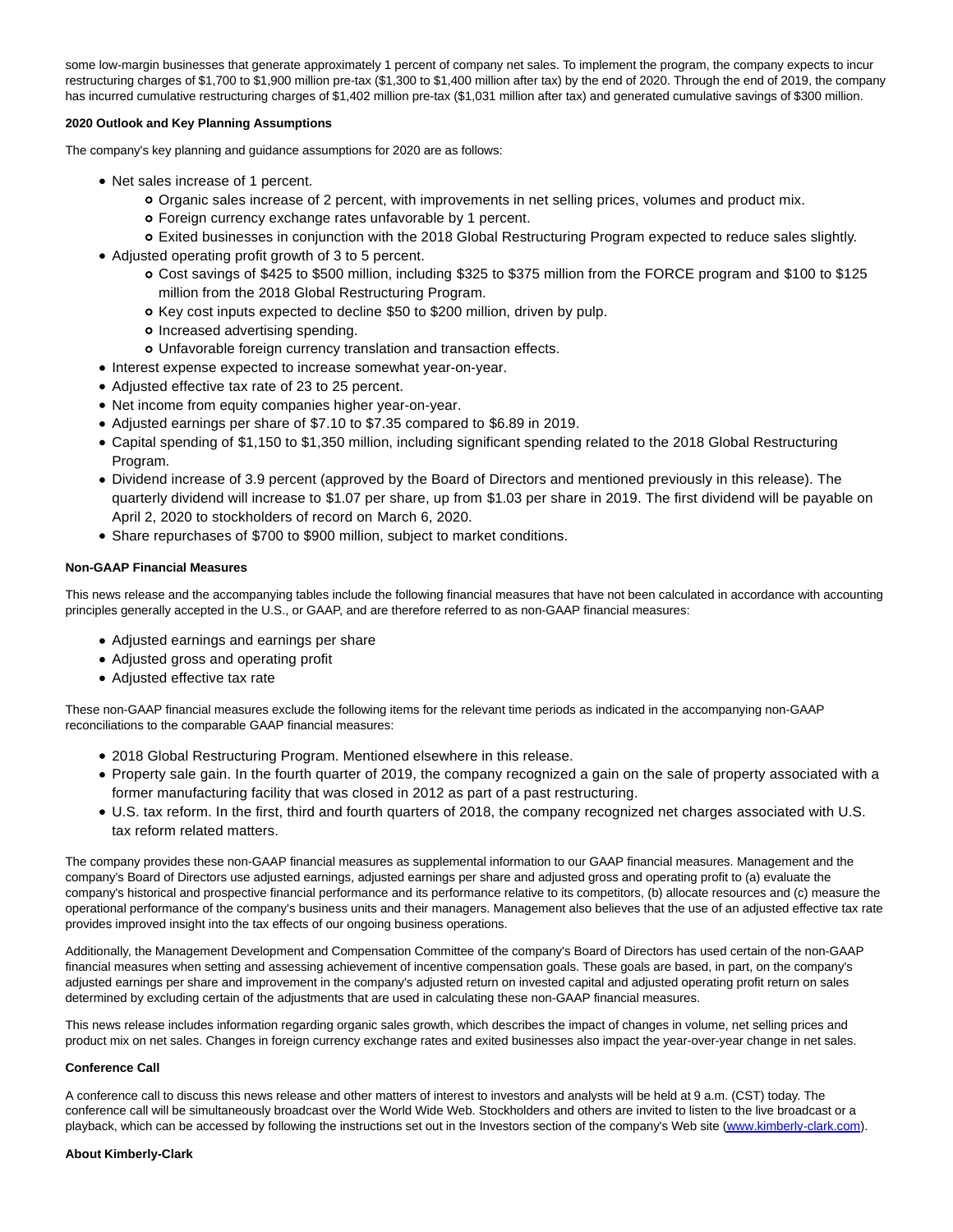some low-margin businesses that generate approximately 1 percent of company net sales. To implement the program, the company expects to incur restructuring charges of $1,700 to $1,900 million pre-tax ($1,300 to $1,400 million after tax) by the end of 2020. Through the end of 2019, the company has incurred cumulative restructuring charges of $1,402 million pre-tax ($1,031 million after tax) and generated cumulative savings of $300 million.

**2020 Outlook and Key Planning Assumptions**

The company's key planning and guidance assumptions for 2020 are as follows:

- Net sales increase of 1 percent.
  - Organic sales increase of 2 percent, with improvements in net selling prices, volumes and product mix.
  - Foreign currency exchange rates unfavorable by 1 percent.
  - Exited businesses in conjunction with the 2018 Global Restructuring Program expected to reduce sales slightly.
- Adjusted operating profit growth of 3 to 5 percent.
  - Cost savings of $425 to $500 million, including $325 to $375 million from the FORCE program and $100 to $125 million from the 2018 Global Restructuring Program.
  - Key cost inputs expected to decline $50 to $200 million, driven by pulp.
  - Increased advertising spending.
  - Unfavorable foreign currency translation and transaction effects.
- Interest expense expected to increase somewhat year-on-year.
- Adjusted effective tax rate of 23 to 25 percent.
- Net income from equity companies higher year-on-year.
- Adjusted earnings per share of $7.10 to $7.35 compared to $6.89 in 2019.
- Capital spending of $1,150 to $1,350 million, including significant spending related to the 2018 Global Restructuring Program.
- Dividend increase of 3.9 percent (approved by the Board of Directors and mentioned previously in this release). The quarterly dividend will increase to $1.07 per share, up from $1.03 per share in 2019. The first dividend will be payable on April 2, 2020 to stockholders of record on March 6, 2020.
- Share repurchases of $700 to $900 million, subject to market conditions.

**Non-GAAP Financial Measures**

This news release and the accompanying tables include the following financial measures that have not been calculated in accordance with accounting principles generally accepted in the U.S., or GAAP, and are therefore referred to as non-GAAP financial measures:

- Adjusted earnings and earnings per share
- Adjusted gross and operating profit
- Adjusted effective tax rate

These non-GAAP financial measures exclude the following items for the relevant time periods as indicated in the accompanying non-GAAP reconciliations to the comparable GAAP financial measures:

- 2018 Global Restructuring Program. Mentioned elsewhere in this release.
- Property sale gain. In the fourth quarter of 2019, the company recognized a gain on the sale of property associated with a former manufacturing facility that was closed in 2012 as part of a past restructuring.
- U.S. tax reform. In the first, third and fourth quarters of 2018, the company recognized net charges associated with U.S. tax reform related matters.

The company provides these non-GAAP financial measures as supplemental information to our GAAP financial measures. Management and the company's Board of Directors use adjusted earnings, adjusted earnings per share and adjusted gross and operating profit to (a) evaluate the company's historical and prospective financial performance and its performance relative to its competitors, (b) allocate resources and (c) measure the operational performance of the company's business units and their managers. Management also believes that the use of an adjusted effective tax rate provides improved insight into the tax effects of our ongoing business operations.

Additionally, the Management Development and Compensation Committee of the company's Board of Directors has used certain of the non-GAAP financial measures when setting and assessing achievement of incentive compensation goals. These goals are based, in part, on the company's adjusted earnings per share and improvement in the company's adjusted return on invested capital and adjusted operating profit return on sales determined by excluding certain of the adjustments that are used in calculating these non-GAAP financial measures.

This news release includes information regarding organic sales growth, which describes the impact of changes in volume, net selling prices and product mix on net sales. Changes in foreign currency exchange rates and exited businesses also impact the year-over-year change in net sales.

**Conference Call**

A conference call to discuss this news release and other matters of interest to investors and analysts will be held at 9 a.m. (CST) today. The conference call will be simultaneously broadcast over the World Wide Web. Stockholders and others are invited to listen to the live broadcast or a playback, which can be accessed by following the instructions set out in the Investors section of the company's Web site (www.kimberly-clark.com).

**About Kimberly-Clark**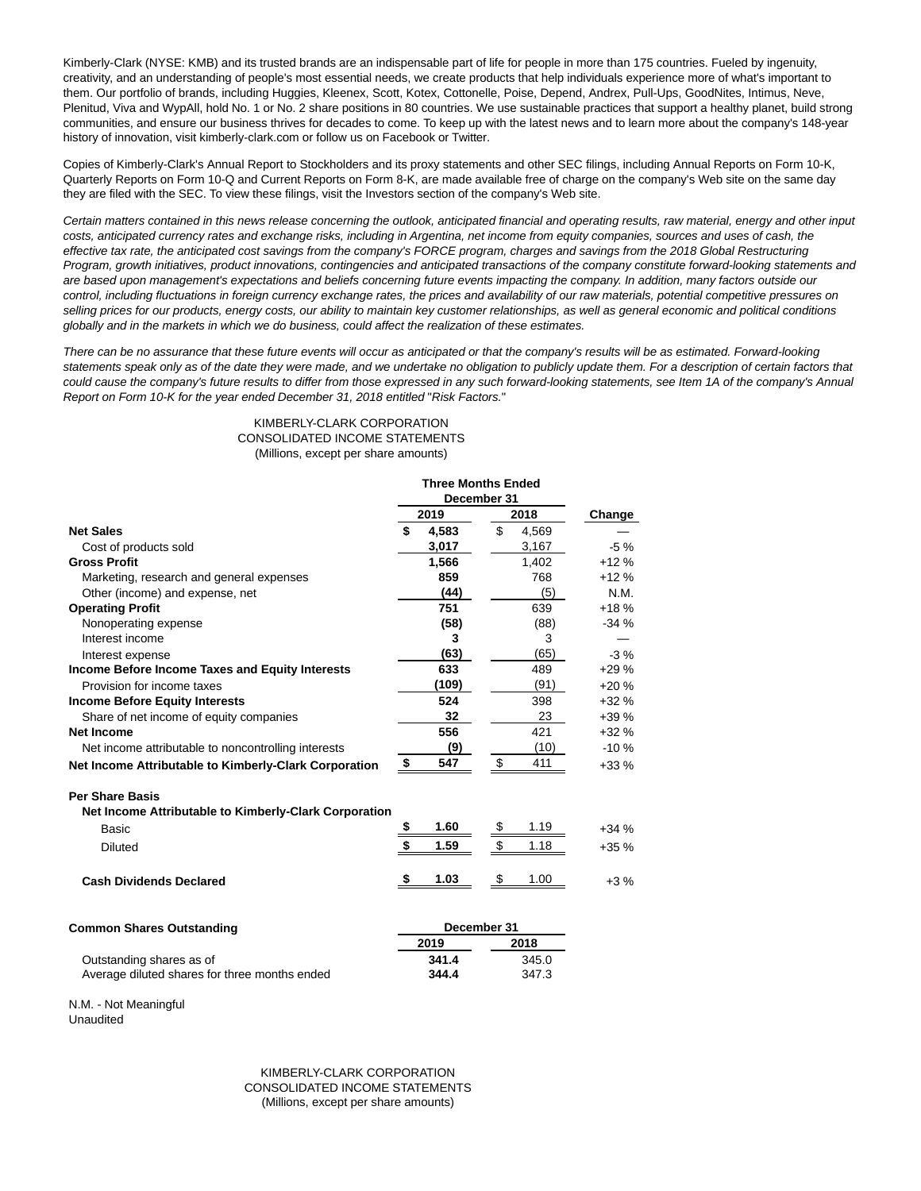Kimberly-Clark (NYSE: KMB) and its trusted brands are an indispensable part of life for people in more than 175 countries. Fueled by ingenuity, creativity, and an understanding of people's most essential needs, we create products that help individuals experience more of what's important to them. Our portfolio of brands, including Huggies, Kleenex, Scott, Kotex, Cottonelle, Poise, Depend, Andrex, Pull-Ups, GoodNites, Intimus, Neve, Plenitud, Viva and WypAll, hold No. 1 or No. 2 share positions in 80 countries. We use sustainable practices that support a healthy planet, build strong communities, and ensure our business thrives for decades to come. To keep up with the latest news and to learn more about the company's 148-year history of innovation, visit kimberly-clark.com or follow us on Facebook or Twitter.

Copies of Kimberly-Clark's Annual Report to Stockholders and its proxy statements and other SEC filings, including Annual Reports on Form 10-K, Quarterly Reports on Form 10-Q and Current Reports on Form 8-K, are made available free of charge on the company's Web site on the same day they are filed with the SEC. To view these filings, visit the Investors section of the company's Web site.

*Certain matters contained in this news release concerning the outlook, anticipated financial and operating results, raw material, energy and other input costs, anticipated currency rates and exchange risks, including in Argentina, net income from equity companies, sources and uses of cash, the effective tax rate, the anticipated cost savings from the company's FORCE program, charges and savings from the 2018 Global Restructuring Program, growth initiatives, product innovations, contingencies and anticipated transactions of the company constitute forward-looking statements and are based upon management's expectations and beliefs concerning future events impacting the company. In addition, many factors outside our control, including fluctuations in foreign currency exchange rates, the prices and availability of our raw materials, potential competitive pressures on selling prices for our products, energy costs, our ability to maintain key customer relationships, as well as general economic and political conditions globally and in the markets in which we do business, could affect the realization of these estimates.*

*There can be no assurance that these future events will occur as anticipated or that the company's results will be as estimated. Forward-looking statements speak only as of the date they were made, and we undertake no obligation to publicly update them. For a description of certain factors that could cause the company's future results to differ from those expressed in any such forward-looking statements, see Item 1A of the company's Annual Report on Form 10-K for the year ended December 31, 2018 entitled "Risk Factors."*

KIMBERLY-CLARK CORPORATION
CONSOLIDATED INCOME STATEMENTS
(Millions, except per share amounts)

| | Three Months Ended December 31 | | |
|---|---|---|---|
| | **2019** | 2018 | **Change** |
| **Net Sales** | **$ 4,583** | $ 4,569 | — |
| Cost of products sold | **3,017** | 3,167 | -5 % |
| **Gross Profit** | **1,566** | 1,402 | +12 % |
| Marketing, research and general expenses | **859** | 768 | +12 % |
| Other (income) and expense, net | **(44)** | (5) | N.M. |
| **Operating Profit** | **751** | 639 | +18 % |
| Nonoperating expense | **(58)** | (88) | -34 % |
| Interest income | **3** | 3 | — |
| Interest expense | **(63)** | (65) | -3 % |
| **Income Before Income Taxes and Equity Interests** | **633** | 489 | +29 % |
| Provision for income taxes | **(109)** | (91) | +20 % |
| **Income Before Equity Interests** | **524** | 398 | +32 % |
| Share of net income of equity companies | **32** | 23 | +39 % |
| **Net Income** | **556** | 421 | +32 % |
| Net income attributable to noncontrolling interests | **(9)** | (10) | -10 % |
| **Net Income Attributable to Kimberly-Clark Corporation** | **$ 547** | $ 411 | +33 % |
| | | | |
| **Per Share Basis** | | | |
| **Net Income Attributable to Kimberly-Clark Corporation** | | | |
| Basic | **$ 1.60** | $ 1.19 | +34 % |
| Diluted | **$ 1.59** | $ 1.18 | +35 % |
| | | | |
| **Cash Dividends Declared** | **$ 1.03** | $ 1.00 | +3 % |

| **Common Shares Outstanding** | December 31 | |
|---|---|---|
| | **2019** | 2018 |
| Outstanding shares as of | **341.4** | 345.0 |
| Average diluted shares for three months ended | **344.4** | 347.3 |

N.M. - Not Meaningful
Unaudited

KIMBERLY-CLARK CORPORATION
CONSOLIDATED INCOME STATEMENTS
(Millions, except per share amounts)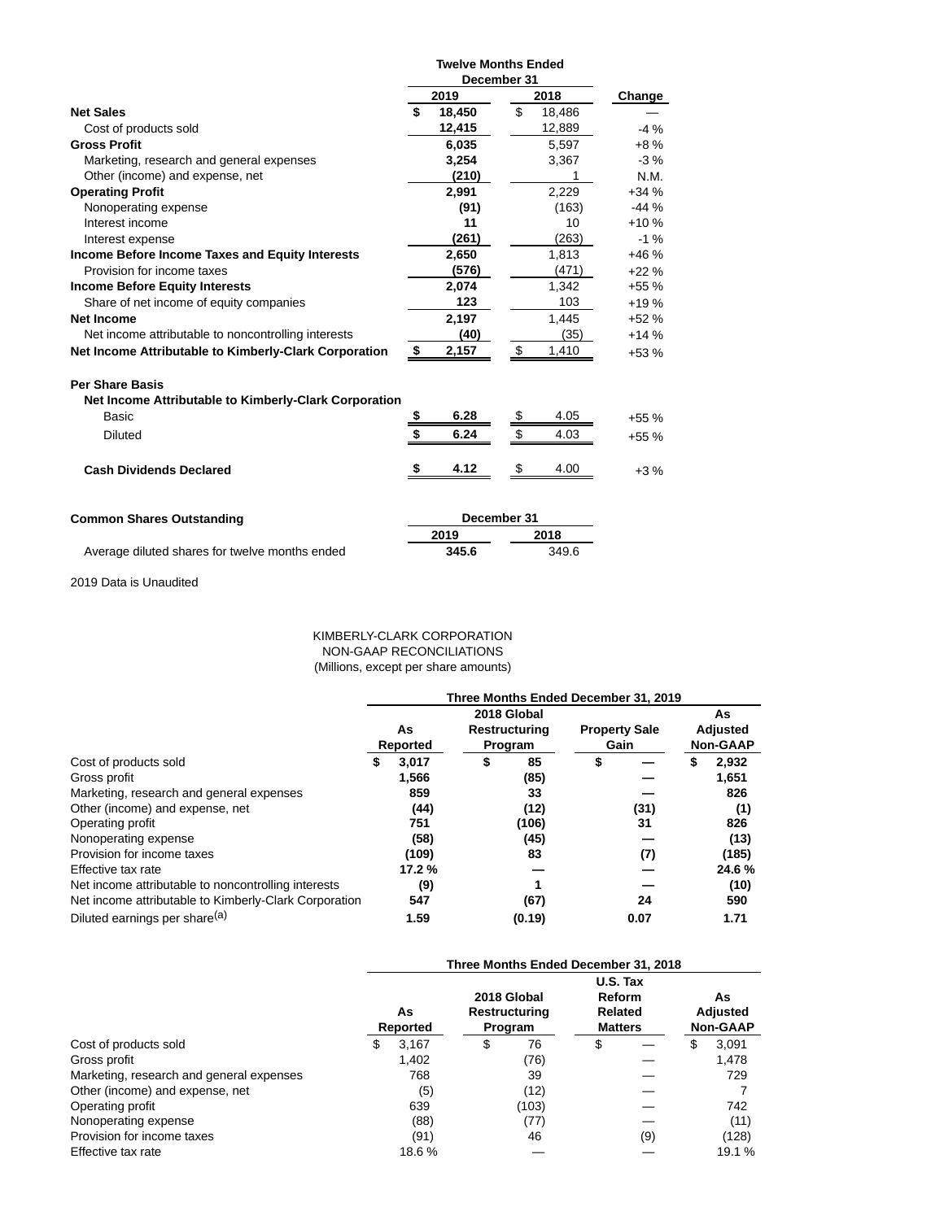| | Twelve Months Ended December 31 | | |
|---|---|---|---|
| | 2019 | 2018 | Change |
| **Net Sales** | **$ 18,450** | $ 18,486 | — |
| Cost of products sold | **12,415** | 12,889 | -4 % |
| **Gross Profit** | **6,035** | 5,597 | +8 % |
| Marketing, research and general expenses | **3,254** | 3,367 | -3 % |
| Other (income) and expense, net | **(210)** | 1 | N.M. |
| **Operating Profit** | **2,991** | 2,229 | +34 % |
| Nonoperating expense | **(91)** | (163) | -44 % |
| Interest income | **11** | 10 | +10 % |
| Interest expense | **(261)** | (263) | -1 % |
| **Income Before Income Taxes and Equity Interests** | **2,650** | 1,813 | +46 % |
| Provision for income taxes | **(576)** | (471) | +22 % |
| **Income Before Equity Interests** | **2,074** | 1,342 | +55 % |
| Share of net income of equity companies | **123** | 103 | +19 % |
| **Net Income** | **2,197** | 1,445 | +52 % |
| Net income attributable to noncontrolling interests | **(40)** | (35) | +14 % |
| **Net Income Attributable to Kimberly-Clark Corporation** | **$ 2,157** | $ 1,410 | +53 % |
| | | | |
| **Per Share Basis** | | | |
| **Net Income Attributable to Kimberly-Clark Corporation** | | | |
| Basic | **$ 6.28** | $ 4.05 | +55 % |
| Diluted | **$ 6.24** | $ 4.03 | +55 % |
| | | | |
| **Cash Dividends Declared** | **$ 4.12** | $ 4.00 | +3 % |

| **Common Shares Outstanding** | December 31 | |
|---|---|---|
| | 2019 | 2018 |
| Average diluted shares for twelve months ended | **345.6** | 349.6 |

2019 Data is Unaudited

KIMBERLY-CLARK CORPORATION
NON-GAAP RECONCILIATIONS
(Millions, except per share amounts)

| | Three Months Ended December 31, 2019 | | | |
|---|---|---|---|---|
| | **As Reported** | **2018 Global Restructuring Program** | **Property Sale Gain** | **As Adjusted Non-GAAP** |
| Cost of products sold | **$ 3,017** | **$ 85** | **$ —** | **$ 2,932** |
| Gross profit | **1,566** | **(85)** | **—** | **1,651** |
| Marketing, research and general expenses | **859** | **33** | **—** | **826** |
| Other (income) and expense, net | **(44)** | **(12)** | **(31)** | **(1)** |
| Operating profit | **751** | **(106)** | **31** | **826** |
| Nonoperating expense | **(58)** | **(45)** | **—** | **(13)** |
| Provision for income taxes | **(109)** | **83** | **(7)** | **(185)** |
| Effective tax rate | **17.2 %** | **—** | **—** | **24.6 %** |
| Net income attributable to noncontrolling interests | **(9)** | **1** | **—** | **(10)** |
| Net income attributable to Kimberly-Clark Corporation | **547** | **(67)** | **24** | **590** |
| Diluted earnings per share[(a)] | **1.59** | **(0.19)** | **0.07** | **1.71** |

| | Three Months Ended December 31, 2018 | | | |
|---|---|---|---|---|
| | **As Reported** | **2018 Global Restructuring Program** | **U.S. Tax Reform Related Matters** | **As Adjusted Non-GAAP** |
| Cost of products sold | $ 3,167 | $ 76 | $ — | $ 3,091 |
| Gross profit | 1,402 | (76) | — | 1,478 |
| Marketing, research and general expenses | 768 | 39 | — | 729 |
| Other (income) and expense, net | (5) | (12) | — | 7 |
| Operating profit | 639 | (103) | — | 742 |
| Nonoperating expense | (88) | (77) | — | (11) |
| Provision for income taxes | (91) | 46 | (9) | (128) |
| Effective tax rate | 18.6 % | — | — | 19.1 % |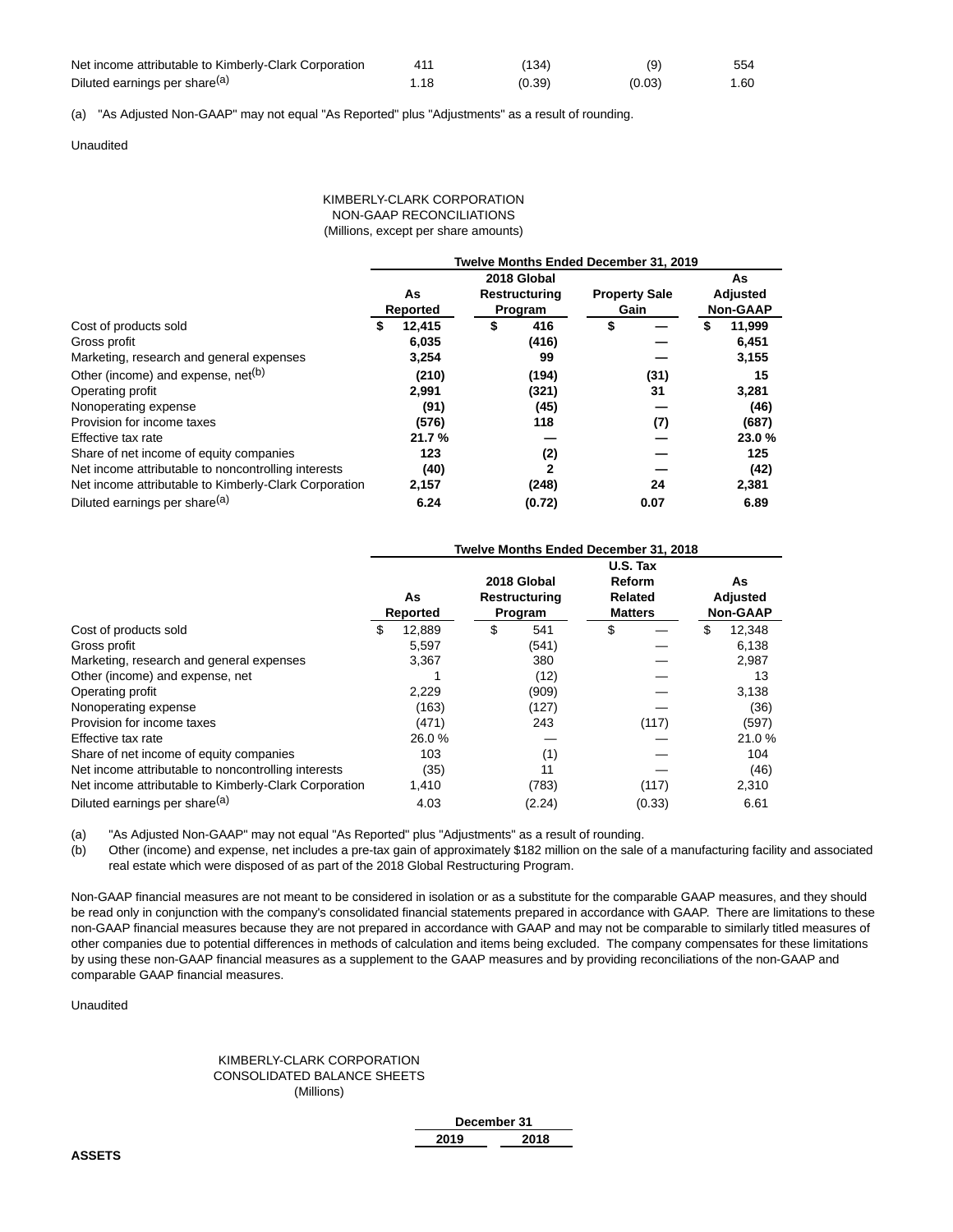| | | | | |
|---|---|---|---|---|
| Net income attributable to Kimberly-Clark Corporation | 411 | (134) | (9) | 554 |
| Diluted earnings per share[(a)] | 1.18 | (0.39) | (0.03) | 1.60 |

(a) "As Adjusted Non-GAAP" may not equal "As Reported" plus "Adjustments" as a result of rounding.

Unaudited

KIMBERLY-CLARK CORPORATION
NON-GAAP RECONCILIATIONS
(Millions, except per share amounts)

| | Twelve Months Ended December 31, 2019 | | | |
|---|---|---|---|---|
| | **As Reported** | **2018 Global Restructuring Program** | **Property Sale Gain** | **As Adjusted Non-GAAP** |
| Cost of products sold | **$ 12,415** | **$ 416** | **$ —** | **$ 11,999** |
| Gross profit | **6,035** | **(416)** | **—** | **6,451** |
| Marketing, research and general expenses | **3,254** | **99** | **—** | **3,155** |
| Other (income) and expense, net[(b)] | **(210)** | **(194)** | **(31)** | **15** |
| Operating profit | **2,991** | **(321)** | **31** | **3,281** |
| Nonoperating expense | **(91)** | **(45)** | **—** | **(46)** |
| Provision for income taxes | **(576)** | **118** | **(7)** | **(687)** |
| Effective tax rate | **21.7 %** | **—** | **—** | **23.0 %** |
| Share of net income of equity companies | **123** | **(2)** | **—** | **125** |
| Net income attributable to noncontrolling interests | **(40)** | **2** | **—** | **(42)** |
| Net income attributable to Kimberly-Clark Corporation | **2,157** | **(248)** | **24** | **2,381** |
| Diluted earnings per share[(a)] | **6.24** | **(0.72)** | **0.07** | **6.89** |

| | Twelve Months Ended December 31, 2018 | | | |
|---|---|---|---|---|
| | **As Reported** | **2018 Global Restructuring Program** | **U.S. Tax Reform Related Matters** | **As Adjusted Non-GAAP** |
| Cost of products sold | $ 12,889 | $ 541 | $ — | $ 12,348 |
| Gross profit | 5,597 | (541) | — | 6,138 |
| Marketing, research and general expenses | 3,367 | 380 | — | 2,987 |
| Other (income) and expense, net | 1 | (12) | — | 13 |
| Operating profit | 2,229 | (909) | — | 3,138 |
| Nonoperating expense | (163) | (127) | — | (36) |
| Provision for income taxes | (471) | 243 | (117) | (597) |
| Effective tax rate | 26.0 % | — | — | 21.0 % |
| Share of net income of equity companies | 103 | (1) | — | 104 |
| Net income attributable to noncontrolling interests | (35) | 11 | — | (46) |
| Net income attributable to Kimberly-Clark Corporation | 1,410 | (783) | (117) | 2,310 |
| Diluted earnings per share[(a)] | 4.03 | (2.24) | (0.33) | 6.61 |

(a) "As Adjusted Non-GAAP" may not equal "As Reported" plus "Adjustments" as a result of rounding.
(b) Other (income) and expense, net includes a pre-tax gain of approximately $182 million on the sale of a manufacturing facility and associated real estate which were disposed of as part of the 2018 Global Restructuring Program.

Non-GAAP financial measures are not meant to be considered in isolation or as a substitute for the comparable GAAP measures, and they should be read only in conjunction with the company's consolidated financial statements prepared in accordance with GAAP. There are limitations to these non-GAAP financial measures because they are not prepared in accordance with GAAP and may not be comparable to similarly titled measures of other companies due to potential differences in methods of calculation and items being excluded. The company compensates for these limitations by using these non-GAAP financial measures as a supplement to the GAAP measures and by providing reconciliations of the non-GAAP and comparable GAAP financial measures.

Unaudited

KIMBERLY-CLARK CORPORATION
CONSOLIDATED BALANCE SHEETS
(Millions)

| | December 31 | |
|---|---|---|
| | **2019** | **2018** |
| **ASSETS** | | |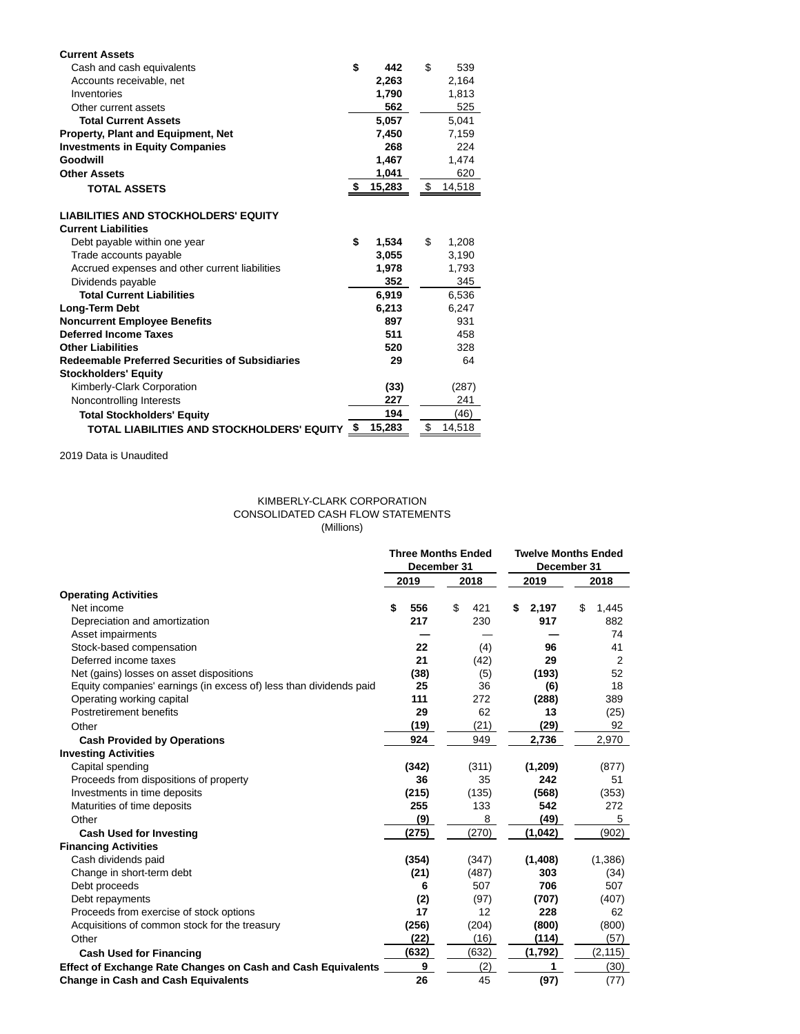| | 2019 | 2018 |
|---|---|---|
| **Current Assets** | | |
| Cash and cash equivalents | **$ 442** | $ 539 |
| Accounts receivable, net | **2,263** | 2,164 |
| Inventories | **1,790** | 1,813 |
| Other current assets | **562** | 525 |
| **Total Current Assets** | **5,057** | 5,041 |
| **Property, Plant and Equipment, Net** | **7,450** | 7,159 |
| **Investments in Equity Companies** | **268** | 224 |
| **Goodwill** | **1,467** | 1,474 |
| **Other Assets** | **1,041** | 620 |
| **TOTAL ASSETS** | **$ 15,283** | $ 14,518 |
| | | |
| **LIABILITIES AND STOCKHOLDERS' EQUITY** | | |
| **Current Liabilities** | | |
| Debt payable within one year | **$ 1,534** | $ 1,208 |
| Trade accounts payable | **3,055** | 3,190 |
| Accrued expenses and other current liabilities | **1,978** | 1,793 |
| Dividends payable | **352** | 345 |
| **Total Current Liabilities** | **6,919** | 6,536 |
| **Long-Term Debt** | **6,213** | 6,247 |
| **Noncurrent Employee Benefits** | **897** | 931 |
| **Deferred Income Taxes** | **511** | 458 |
| **Other Liabilities** | **520** | 328 |
| **Redeemable Preferred Securities of Subsidiaries** | **29** | 64 |
| **Stockholders' Equity** | | |
| Kimberly-Clark Corporation | **(33)** | (287) |
| Noncontrolling Interests | **227** | 241 |
| **Total Stockholders' Equity** | **194** | (46) |
| **TOTAL LIABILITIES AND STOCKHOLDERS' EQUITY** | **$ 15,283** | $ 14,518 |

2019 Data is Unaudited

KIMBERLY-CLARK CORPORATION
CONSOLIDATED CASH FLOW STATEMENTS
(Millions)

| | Three Months Ended December 31 | | Twelve Months Ended December 31 | |
|---|---|---|---|---|
| | 2019 | 2018 | 2019 | 2018 |
| **Operating Activities** | | | | |
| Net income | **$ 556** | $ 421 | **$ 2,197** | $ 1,445 |
| Depreciation and amortization | **217** | 230 | **917** | 882 |
| Asset impairments | **—** | — | **—** | 74 |
| Stock-based compensation | **22** | (4) | **96** | 41 |
| Deferred income taxes | **21** | (42) | **29** | 2 |
| Net (gains) losses on asset dispositions | **(38)** | (5) | **(193)** | 52 |
| Equity companies' earnings (in excess of) less than dividends paid | **25** | 36 | **(6)** | 18 |
| Operating working capital | **111** | 272 | **(288)** | 389 |
| Postretirement benefits | **29** | 62 | **13** | (25) |
| Other | **(19)** | (21) | **(29)** | 92 |
| **Cash Provided by Operations** | **924** | 949 | **2,736** | 2,970 |
| **Investing Activities** | | | | |
| Capital spending | **(342)** | (311) | **(1,209)** | (877) |
| Proceeds from dispositions of property | **36** | 35 | **242** | 51 |
| Investments in time deposits | **(215)** | (135) | **(568)** | (353) |
| Maturities of time deposits | **255** | 133 | **542** | 272 |
| Other | **(9)** | 8 | **(49)** | 5 |
| **Cash Used for Investing** | **(275)** | (270) | **(1,042)** | (902) |
| **Financing Activities** | | | | |
| Cash dividends paid | **(354)** | (347) | **(1,408)** | (1,386) |
| Change in short-term debt | **(21)** | (487) | **303** | (34) |
| Debt proceeds | **6** | 507 | **706** | 507 |
| Debt repayments | **(2)** | (97) | **(707)** | (407) |
| Proceeds from exercise of stock options | **17** | 12 | **228** | 62 |
| Acquisitions of common stock for the treasury | **(256)** | (204) | **(800)** | (800) |
| Other | **(22)** | (16) | **(114)** | (57) |
| **Cash Used for Financing** | **(632)** | (632) | **(1,792)** | (2,115) |
| **Effect of Exchange Rate Changes on Cash and Cash Equivalents** | **9** | (2) | **1** | (30) |
| **Change in Cash and Cash Equivalents** | **26** | 45 | **(97)** | (77) |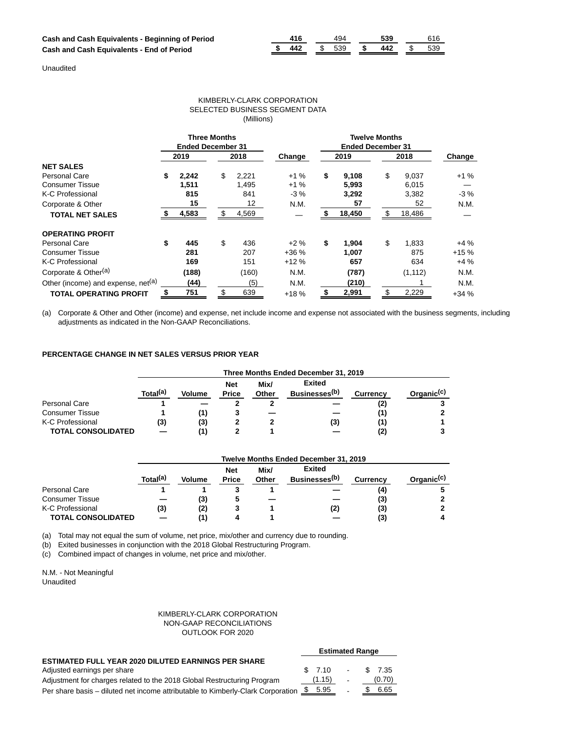| | | | | |
|---|---|---|---|---|
| **Cash and Cash Equivalents - Beginning of Period** | **416** | 494 | **539** | 616 |
| **Cash and Cash Equivalents - End of Period** | **$ 442** | $ 539 | **$ 442** | $ 539 |

Unaudited

KIMBERLY-CLARK CORPORATION
SELECTED BUSINESS SEGMENT DATA
(Millions)

| | Three Months Ended December 31 | | | Twelve Months Ended December 31 | | |
|---|---|---|---|---|---|---|
| | **2019** | 2018 | Change | **2019** | 2018 | Change |
| **NET SALES** | | | | | | |
| Personal Care | **$ 2,242** | $ 2,221 | +1 % | **$ 9,108** | $ 9,037 | +1 % |
| Consumer Tissue | **1,511** | 1,495 | +1 % | **5,993** | 6,015 | — |
| K-C Professional | **815** | 841 | -3 % | **3,292** | 3,382 | -3 % |
| Corporate & Other | **15** | 12 | N.M. | **57** | 52 | N.M. |
| **TOTAL NET SALES** | **$ 4,583** | $ 4,569 | — | **$ 18,450** | $ 18,486 | — |
| **OPERATING PROFIT** | | | | | | |
| Personal Care | **$ 445** | $ 436 | +2 % | **$ 1,904** | $ 1,833 | +4 % |
| Consumer Tissue | **281** | 207 | +36 % | **1,007** | 875 | +15 % |
| K-C Professional | **169** | 151 | +12 % | **657** | 634 | +4 % |
| Corporate & Other[(a)] | **(188)** | (160) | N.M. | **(787)** | (1,112) | N.M. |
| Other (income) and expense, net[(a)] | **(44)** | (5) | N.M. | **(210)** | 1 | N.M. |
| **TOTAL OPERATING PROFIT** | **$ 751** | $ 639 | +18 % | **$ 2,991** | $ 2,229 | +34 % |

(a) Corporate & Other and Other (income) and expense, net include income and expense not associated with the business segments, including adjustments as indicated in the Non-GAAP Reconciliations.

**PERCENTAGE CHANGE IN NET SALES VERSUS PRIOR YEAR**

| | Three Months Ended December 31, 2019 | | | | | | |
|---|---|---|---|---|---|---|---|
| | Total[(a)] | Volume | Net Price | Mix/ Other | Exited Businesses[(b)] | Currency | Organic[(c)] |
| Personal Care | **1** | **—** | **2** | **2** | **—** | **(2)** | **3** |
| Consumer Tissue | **1** | **(1)** | **3** | **—** | **—** | **(1)** | **2** |
| K-C Professional | **(3)** | **(3)** | **2** | **2** | **(3)** | **(1)** | **1** |
| **TOTAL CONSOLIDATED** | **—** | **(1)** | **2** | **1** | **—** | **(2)** | **3** |

| | Twelve Months Ended December 31, 2019 | | | | | | |
|---|---|---|---|---|---|---|---|
| | Total[(a)] | Volume | Net Price | Mix/ Other | Exited Businesses[(b)] | Currency | Organic[(c)] |
| Personal Care | **1** | **1** | **3** | **1** | **—** | **(4)** | **5** |
| Consumer Tissue | **—** | **(3)** | **5** | **—** | **—** | **(3)** | **2** |
| K-C Professional | **(3)** | **(2)** | **3** | **1** | **(2)** | **(3)** | **2** |
| **TOTAL CONSOLIDATED** | **—** | **(1)** | **4** | **1** | **—** | **(3)** | **4** |

(a) Total may not equal the sum of volume, net price, mix/other and currency due to rounding.
(b) Exited businesses in conjunction with the 2018 Global Restructuring Program.
(c) Combined impact of changes in volume, net price and mix/other.

N.M. - Not Meaningful
Unaudited

KIMBERLY-CLARK CORPORATION
NON-GAAP RECONCILIATIONS
OUTLOOK FOR 2020

| | Estimated Range | | |
|---|---|---|---|
| **ESTIMATED FULL YEAR 2020 DILUTED EARNINGS PER SHARE** | | | |
| Adjusted earnings per share | $ 7.10 | - | $ 7.35 |
| Adjustment for charges related to the 2018 Global Restructuring Program | (1.15) | - | (0.70) |
| Per share basis – diluted net income attributable to Kimberly-Clark Corporation | $ 5.95 | - | $ 6.65 |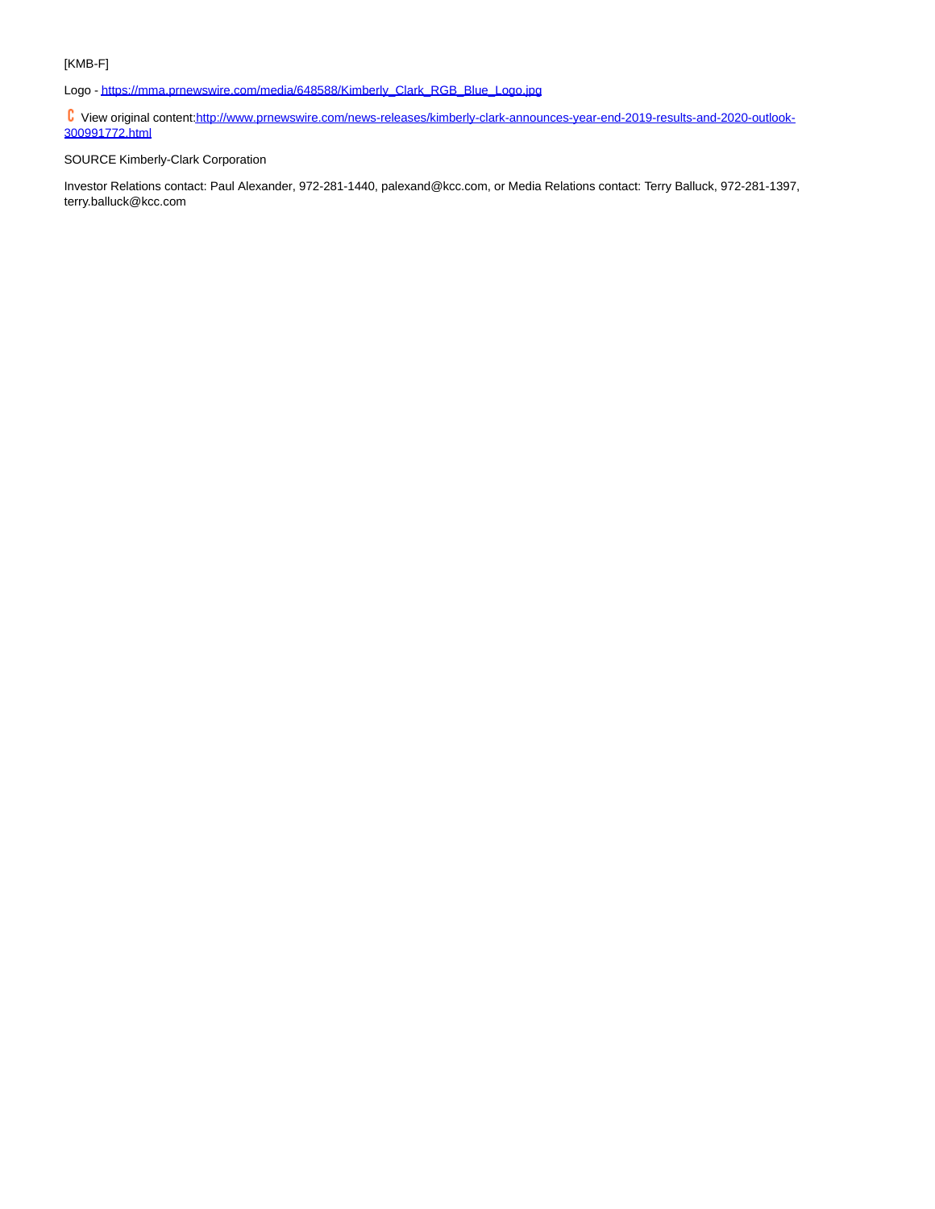[KMB-F]

Logo - https://mma.prnewswire.com/media/648588/Kimberly_Clark_RGB_Blue_Logo.jpg

View original content:http://www.prnewswire.com/news-releases/kimberly-clark-announces-year-end-2019-results-and-2020-outlook-300991772.html

SOURCE Kimberly-Clark Corporation

Investor Relations contact: Paul Alexander, 972-281-1440, palexand@kcc.com, or Media Relations contact: Terry Balluck, 972-281-1397, terry.balluck@kcc.com